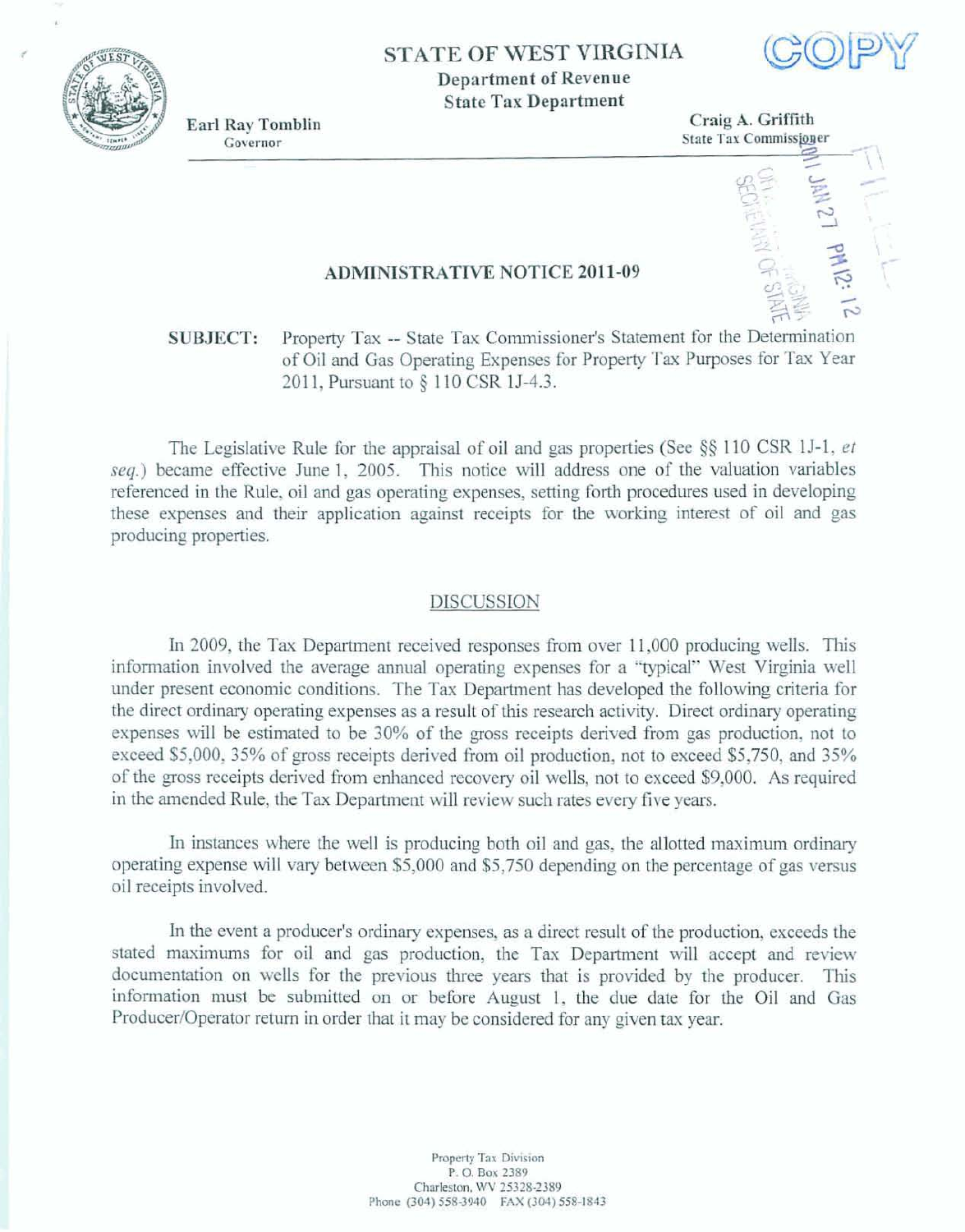STATE OF WEST VIRGINIA
Department of Revenue
State Tax Department

COPY

Earl Ray Tomblin
Governor

Craig A. Griffith
State Tax Commissioner

# ADMINISTRATIVE NOTICE 2011-09

**SUBJECT:** Property Tax -- State Tax Commissioner's Statement for the Determination of Oil and Gas Operating Expenses for Property Tax Purposes for Tax Year 2011, Pursuant to § 110 CSR 1J-4.3.

The Legislative Rule for the appraisal of oil and gas properties (See §§ 110 CSR 1J-1, *et seq.*) became effective June 1, 2005. This notice will address one of the valuation variables referenced in the Rule, oil and gas operating expenses, setting forth procedures used in developing these expenses and their application against receipts for the working interest of oil and gas producing properties.

## DISCUSSION

In 2009, the Tax Department received responses from over 11,000 producing wells. This information involved the average annual operating expenses for a "typical" West Virginia well under present economic conditions. The Tax Department has developed the following criteria for the direct ordinary operating expenses as a result of this research activity. Direct ordinary operating expenses will be estimated to be 30% of the gross receipts derived from gas production, not to exceed $5,000, 35% of gross receipts derived from oil production, not to exceed $5,750, and 35% of the gross receipts derived from enhanced recovery oil wells, not to exceed $9,000. As required in the amended Rule, the Tax Department will review such rates every five years.

In instances where the well is producing both oil and gas, the allotted maximum ordinary operating expense will vary between $5,000 and $5,750 depending on the percentage of gas versus oil receipts involved.

In the event a producer's ordinary expenses, as a direct result of the production, exceeds the stated maximums for oil and gas production, the Tax Department will accept and review documentation on wells for the previous three years that is provided by the producer. This information must be submitted on or before August 1, the due date for the Oil and Gas Producer/Operator return in order that it may be considered for any given tax year.

Property Tax Division
P. O. Box 2389
Charleston, WV 25328-2389
Phone (304) 558-3940 FAX (304) 558-1843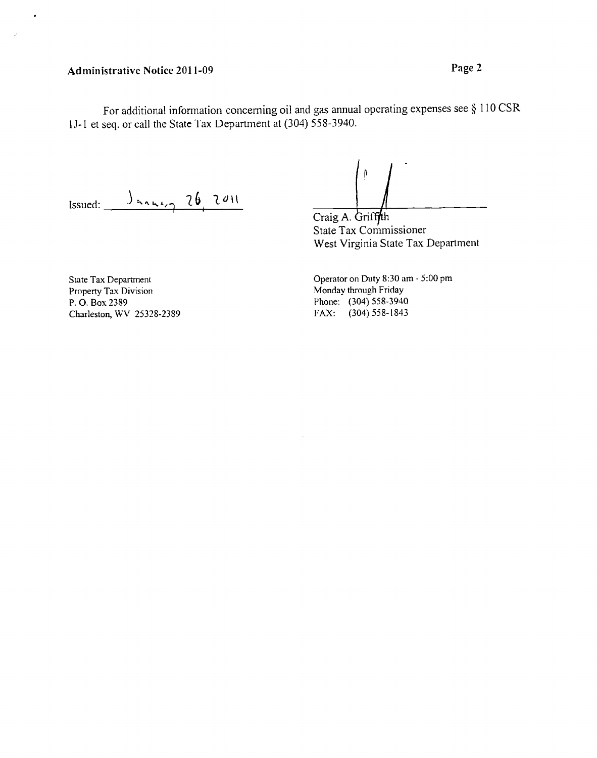For additional information concerning oil and gas annual operating expenses see § 110 CSR 1J-1 et seq. or call the State Tax Department at (304) 558-3940.

Issued: January 26, 2011

Craig A. Griffith
State Tax Commissioner
West Virginia State Tax Department

State Tax Department
Property Tax Division
P. O. Box 2389
Charleston, WV 25328-2389

Operator on Duty 8:30 am - 5:00 pm
Monday through Friday
Phone: (304) 558-3940
FAX: (304) 558-1843